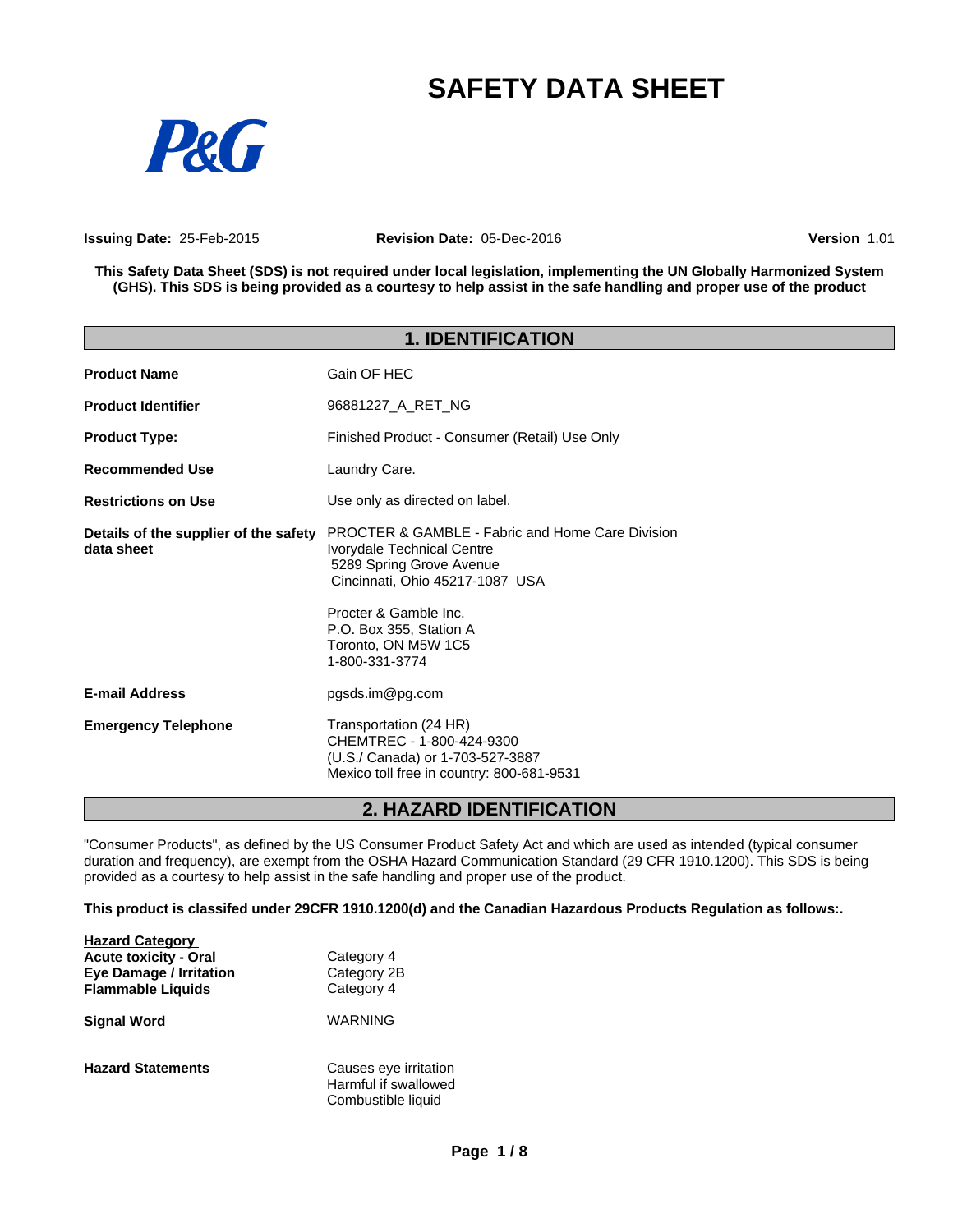# SAFETY DATA SHEET

**Issuing Date:** 25-Feb-2015 **Revision Date:** 05-Dec-2016 **Version** 1.01

**This Safety Data Sheet (SDS) is not required under local legislation, implementing the UN Globally Harmonized System (GHS). This SDS is being provided as a courtesy to help assist in the safe handling and proper use of the product**

## 1. IDENTIFICATION

| | |
|---|---|
| **Product Name** | Gain OF HEC |
| **Product Identifier** | 96881227_A_RET_NG |
| **Product Type:** | Finished Product - Consumer (Retail) Use Only |
| **Recommended Use** | Laundry Care. |
| **Restrictions on Use** | Use only as directed on label. |
| **Details of the supplier of the safety data sheet** | PROCTER & GAMBLE - Fabric and Home Care Division<br>Ivorydale Technical Centre<br>5289 Spring Grove Avenue<br>Cincinnati, Ohio 45217-1087 USA<br><br>Procter & Gamble Inc.<br>P.O. Box 355, Station A<br>Toronto, ON M5W 1C5<br>1-800-331-3774 |
| **E-mail Address** | pgsds.im@pg.com |
| **Emergency Telephone** | Transportation (24 HR)<br>CHEMTREC - 1-800-424-9300<br>(U.S./ Canada) or 1-703-527-3887<br>Mexico toll free in country: 800-681-9531 |

## 2. HAZARD IDENTIFICATION

"Consumer Products", as defined by the US Consumer Product Safety Act and which are used as intended (typical consumer duration and frequency), are exempt from the OSHA Hazard Communication Standard (29 CFR 1910.1200). This SDS is being provided as a courtesy to help assist in the safe handling and proper use of the product.

**This product is classifed under 29CFR 1910.1200(d) and the Canadian Hazardous Products Regulation as follows:.**

| **Hazard Category** | |
|---|---|
| **Acute toxicity - Oral** | Category 4 |
| **Eye Damage / Irritation** | Category 2B |
| **Flammable Liquids** | Category 4 |

**Signal Word** WARNING

**Hazard Statements**

Causes eye irritation
Harmful if swallowed
Combustible liquid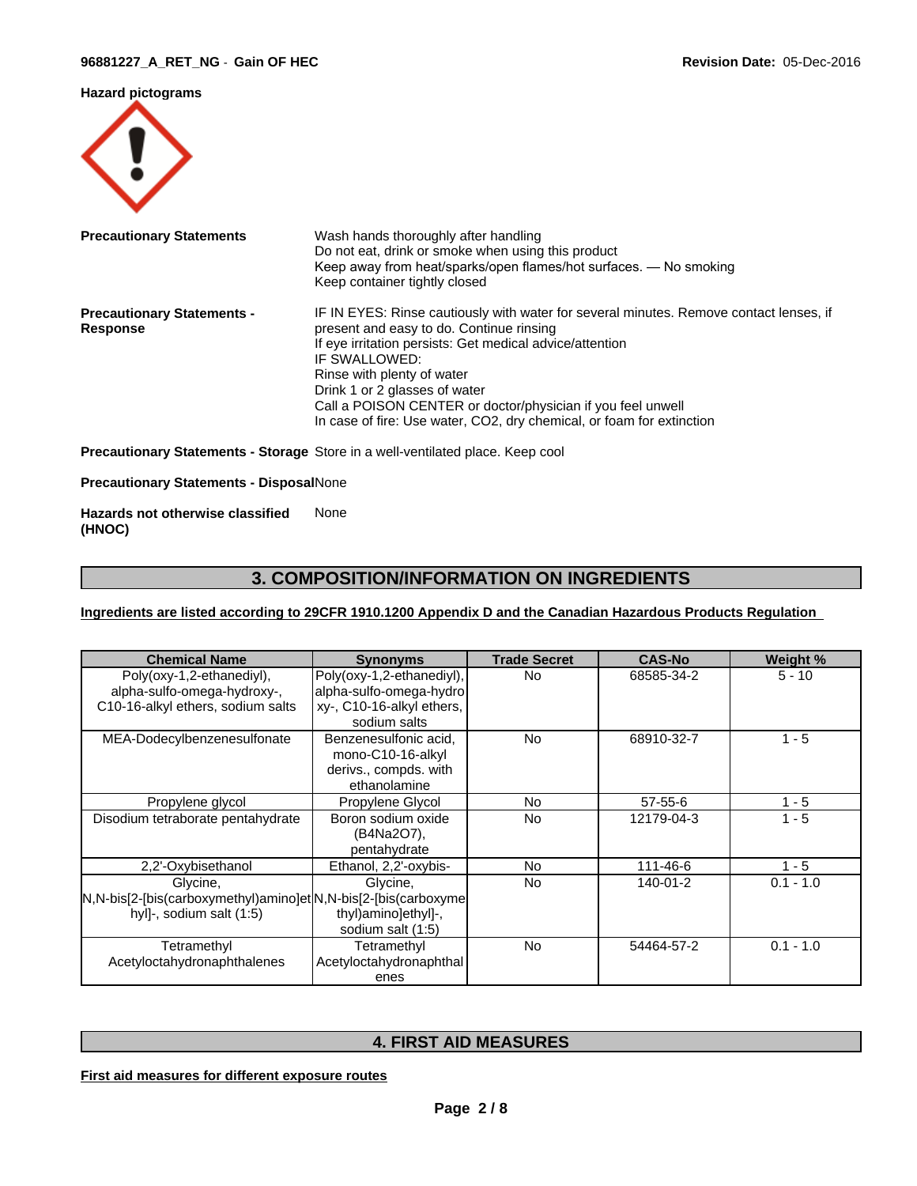**Hazard pictograms**

**Precautionary Statements**

Wash hands thoroughly after handling
Do not eat, drink or smoke when using this product
Keep away from heat/sparks/open flames/hot surfaces. — No smoking
Keep container tightly closed

**Precautionary Statements - Response**

IF IN EYES: Rinse cautiously with water for several minutes. Remove contact lenses, if present and easy to do. Continue rinsing
If eye irritation persists: Get medical advice/attention
IF SWALLOWED:
Rinse with plenty of water
Drink 1 or 2 glasses of water
Call a POISON CENTER or doctor/physician if you feel unwell
In case of fire: Use water, CO2, dry chemical, or foam for extinction

**Precautionary Statements - Storage** Store in a well-ventilated place. Keep cool

**Precautionary Statements - Disposal** None

**Hazards not otherwise classified (HNOC)** None

## 3. COMPOSITION/INFORMATION ON INGREDIENTS

**Ingredients are listed according to 29CFR 1910.1200 Appendix D and the Canadian Hazardous Products Regulation**

| Chemical Name | Synonyms | Trade Secret | CAS-No | Weight % |
|---|---|---|---|---|
| Poly(oxy-1,2-ethanediyl), alpha-sulfo-omega-hydroxy-, C10-16-alkyl ethers, sodium salts | Poly(oxy-1,2-ethanediyl), alpha-sulfo-omega-hydroxy-, C10-16-alkyl ethers, sodium salts | No | 68585-34-2 | 5 - 10 |
| MEA-Dodecylbenzenesulfonate | Benzenesulfonic acid, mono-C10-16-alkyl derivs., compds. with ethanolamine | No | 68910-32-7 | 1 - 5 |
| Propylene glycol | Propylene Glycol | No | 57-55-6 | 1 - 5 |
| Disodium tetraborate pentahydrate | Boron sodium oxide (B4Na2O7), pentahydrate | No | 12179-04-3 | 1 - 5 |
| 2,2'-Oxybisethanol | Ethanol, 2,2'-oxybis- | No | 111-46-6 | 1 - 5 |
| Glycine, N,N-bis[2-[bis(carboxymethyl)amino]ethyl]-, sodium salt (1:5) | Glycine, N,N-bis[2-[bis(carboxymethyl)amino]ethyl]-, sodium salt (1:5) | No | 140-01-2 | 0.1 - 1.0 |
| Tetramethyl Acetyloctahydronaphthalenes | Tetramethyl Acetyloctahydronaphthalenes | No | 54464-57-2 | 0.1 - 1.0 |

## 4. FIRST AID MEASURES

**First aid measures for different exposure routes**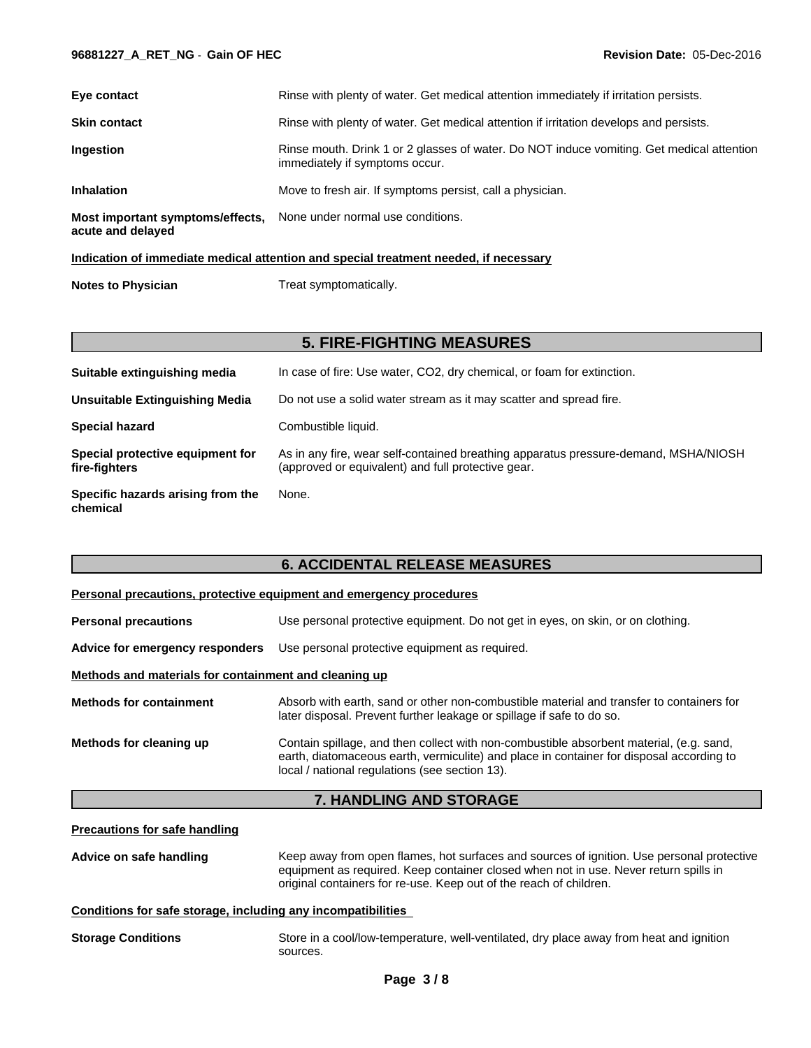| | |
|---|---|
| **Eye contact** | Rinse with plenty of water. Get medical attention immediately if irritation persists. |
| **Skin contact** | Rinse with plenty of water. Get medical attention if irritation develops and persists. |
| **Ingestion** | Rinse mouth. Drink 1 or 2 glasses of water. Do NOT induce vomiting. Get medical attention immediately if symptoms occur. |
| **Inhalation** | Move to fresh air. If symptoms persist, call a physician. |
| **Most important symptoms/effects, acute and delayed** | None under normal use conditions. |

**Indication of immediate medical attention and special treatment needed, if necessary**

| | |
|---|---|
| **Notes to Physician** | Treat symptomatically. |

## 5. FIRE-FIGHTING MEASURES

| | |
|---|---|
| **Suitable extinguishing media** | In case of fire: Use water, $CO_2$, dry chemical, or foam for extinction. |
| **Unsuitable Extinguishing Media** | Do not use a solid water stream as it may scatter and spread fire. |
| **Special hazard** | Combustible liquid. |
| **Special protective equipment for fire-fighters** | As in any fire, wear self-contained breathing apparatus pressure-demand, MSHA/NIOSH (approved or equivalent) and full protective gear. |
| **Specific hazards arising from the chemical** | None. |

## 6. ACCIDENTAL RELEASE MEASURES

**Personal precautions, protective equipment and emergency procedures**

| | |
|---|---|
| **Personal precautions** | Use personal protective equipment. Do not get in eyes, on skin, or on clothing. |
| **Advice for emergency responders** | Use personal protective equipment as required. |

**Methods and materials for containment and cleaning up**

| | |
|---|---|
| **Methods for containment** | Absorb with earth, sand or other non-combustible material and transfer to containers for later disposal. Prevent further leakage or spillage if safe to do so. |
| **Methods for cleaning up** | Contain spillage, and then collect with non-combustible absorbent material, (e.g. sand, earth, diatomaceous earth, vermiculite) and place in container for disposal according to local / national regulations (see section 13). |

## 7. HANDLING AND STORAGE

**Precautions for safe handling**

| | |
|---|---|
| **Advice on safe handling** | Keep away from open flames, hot surfaces and sources of ignition. Use personal protective equipment as required. Keep container closed when not in use. Never return spills in original containers for re-use. Keep out of the reach of children. |

**Conditions for safe storage, including any incompatibilities**

| | |
|---|---|
| **Storage Conditions** | Store in a cool/low-temperature, well-ventilated, dry place away from heat and ignition sources. |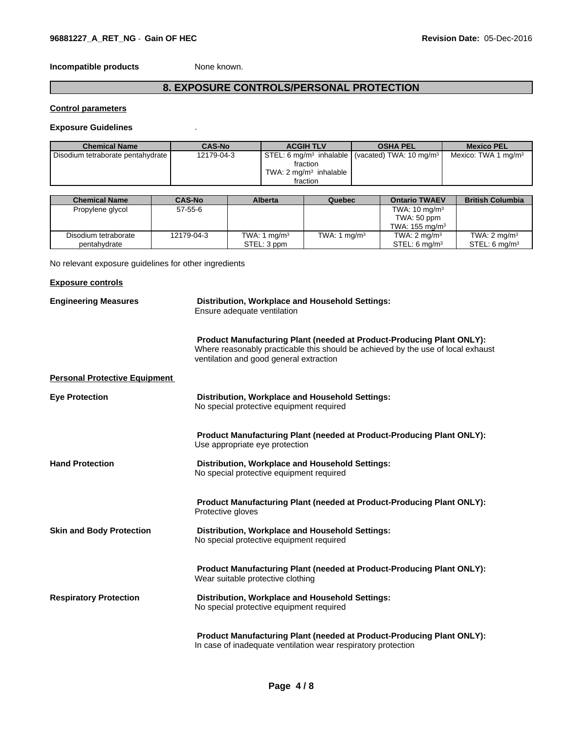**Incompatible products** None known.

## 8. EXPOSURE CONTROLS/PERSONAL PROTECTION

**Control parameters**

**Exposure Guidelines** .

| Chemical Name | CAS-No | ACGIH TLV | OSHA PEL | Mexico PEL |
|---|---|---|---|---|
| Disodium tetraborate pentahydrate | 12179-04-3 | STEL: 6 mg/m³ inhalable fraction<br>TWA: 2 mg/m³ inhalable fraction | (vacated) TWA: 10 mg/m³ | Mexico: TWA 1 mg/m³ |

| Chemical Name | CAS-No | Alberta | Quebec | Ontario TWAEV | British Columbia |
|---|---|---|---|---|---|
| Propylene glycol | 57-55-6 | | | TWA: 10 mg/m³<br>TWA: 50 ppm<br>TWA: 155 mg/m³ | |
| Disodium tetraborate pentahydrate | 12179-04-3 | TWA: 1 mg/m³<br>STEL: 3 ppm | TWA: 1 mg/m³ | TWA: 2 mg/m³<br>STEL: 6 mg/m³ | TWA: 2 mg/m³<br>STEL: 6 mg/m³ |

No relevant exposure guidelines for other ingredients

**Exposure controls**

**Engineering Measures**

**Distribution, Workplace and Household Settings:**
Ensure adequate ventilation

**Product Manufacturing Plant (needed at Product-Producing Plant ONLY):**
Where reasonably practicable this should be achieved by the use of local exhaust ventilation and good general extraction

**Personal Protective Equipment**

**Eye Protection**

**Distribution, Workplace and Household Settings:**
No special protective equipment required

**Product Manufacturing Plant (needed at Product-Producing Plant ONLY):**
Use appropriate eye protection

**Hand Protection**

**Distribution, Workplace and Household Settings:**
No special protective equipment required

**Product Manufacturing Plant (needed at Product-Producing Plant ONLY):**
Protective gloves

**Skin and Body Protection**

**Distribution, Workplace and Household Settings:**
No special protective equipment required

**Product Manufacturing Plant (needed at Product-Producing Plant ONLY):**
Wear suitable protective clothing

**Respiratory Protection**

**Distribution, Workplace and Household Settings:**
No special protective equipment required

**Product Manufacturing Plant (needed at Product-Producing Plant ONLY):**
In case of inadequate ventilation wear respiratory protection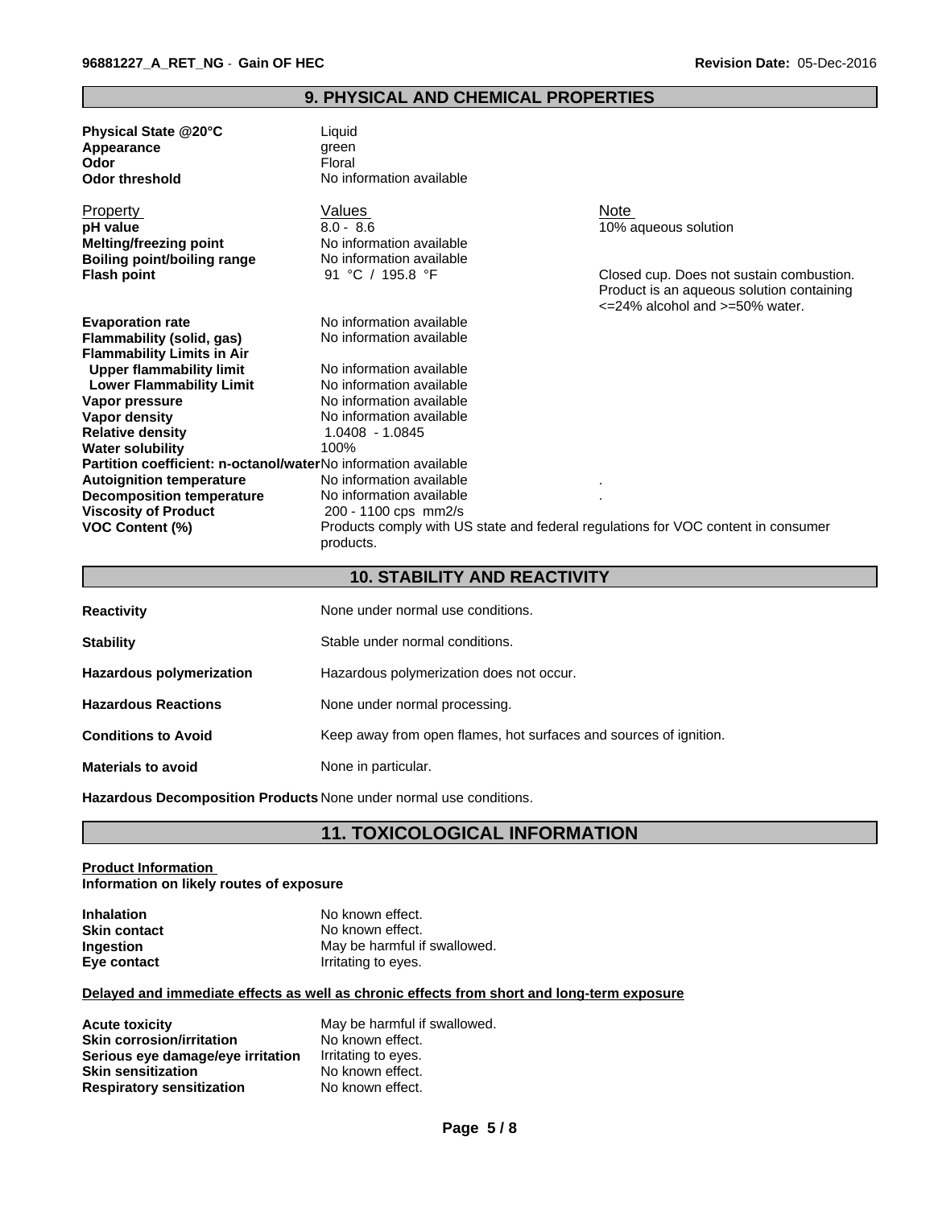## 9. PHYSICAL AND CHEMICAL PROPERTIES

**Physical State @20°C** Liquid
**Appearance** green
**Odor** Floral
**Odor threshold** No information available

| Property | Values | Note |
|---|---|---|
| **pH value** | 8.0 - 8.6 | 10% aqueous solution |
| **Melting/freezing point** | No information available | |
| **Boiling point/boiling range** | No information available | |
| **Flash point** | 91 °C / 195.8 °F | Closed cup. Does not sustain combustion. Product is an aqueous solution containing <=24% alcohol and >=50% water. |
| **Evaporation rate** | No information available | |
| **Flammability (solid, gas)** | No information available | |
| **Flammability Limits in Air** | | |
| **Upper flammability limit** | No information available | |
| **Lower Flammability Limit** | No information available | |
| **Vapor pressure** | No information available | |
| **Vapor density** | No information available | |
| **Relative density** | 1.0408 - 1.0845 | |
| **Water solubility** | 100% | |
| **Partition coefficient: n-octanol/water** | No information available | |
| **Autoignition temperature** | No information available | . |
| **Decomposition temperature** | No information available | . |
| **Viscosity of Product** | 200 - 1100 cps mm2/s | |
| **VOC Content (%)** | Products comply with US state and federal regulations for VOC content in consumer products. | |

## 10. STABILITY AND REACTIVITY

**Reactivity** None under normal use conditions.

**Stability** Stable under normal conditions.

**Hazardous polymerization** Hazardous polymerization does not occur.

**Hazardous Reactions** None under normal processing.

**Conditions to Avoid** Keep away from open flames, hot surfaces and sources of ignition.

**Materials to avoid** None in particular.

**Hazardous Decomposition Products** None under normal use conditions.

## 11. TOXICOLOGICAL INFORMATION

**Product Information**
**Information on likely routes of exposure**

**Inhalation** No known effect.
**Skin contact** No known effect.
**Ingestion** May be harmful if swallowed.
**Eye contact** Irritating to eyes.

**Delayed and immediate effects as well as chronic effects from short and long-term exposure**

**Acute toxicity** May be harmful if swallowed.
**Skin corrosion/irritation** No known effect.
**Serious eye damage/eye irritation** Irritating to eyes.
**Skin sensitization** No known effect.
**Respiratory sensitization** No known effect.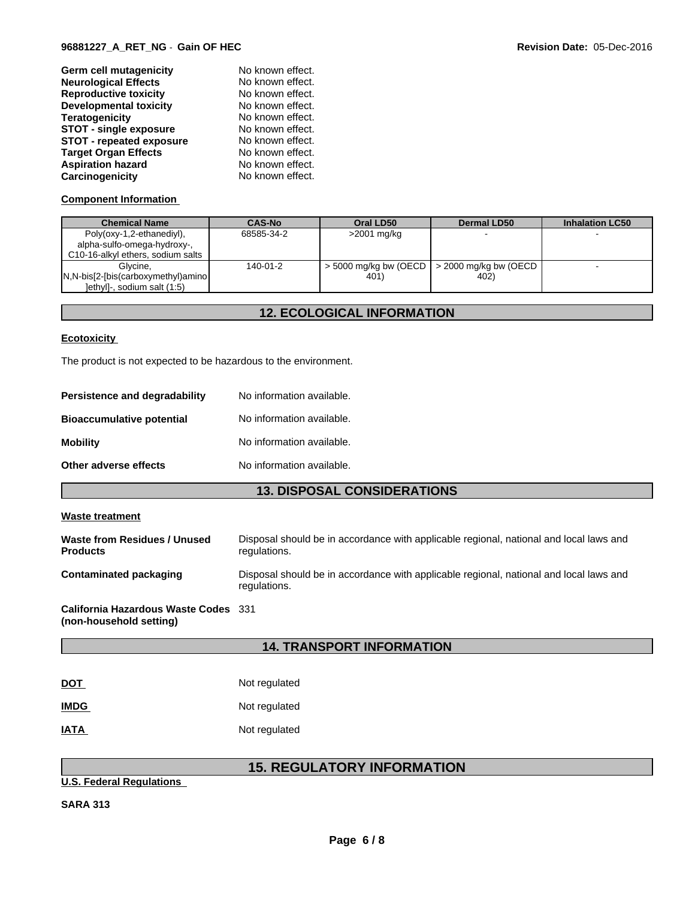| | |
|---|---|
| **Germ cell mutagenicity** | No known effect. |
| **Neurological Effects** | No known effect. |
| **Reproductive toxicity** | No known effect. |
| **Developmental toxicity** | No known effect. |
| **Teratogenicity** | No known effect. |
| **STOT - single exposure** | No known effect. |
| **STOT - repeated exposure** | No known effect. |
| **Target Organ Effects** | No known effect. |
| **Aspiration hazard** | No known effect. |
| **Carcinogenicity** | No known effect. |

**Component Information**

| Chemical Name | CAS-No | Oral LD50 | Dermal LD50 | Inhalation LC50 |
|---|---|---|---|---|
| Poly(oxy-1,2-ethanediyl), alpha-sulfo-omega-hydroxy-, C10-16-alkyl ethers, sodium salts | 68585-34-2 | >2001 mg/kg | - | - |
| Glycine, N,N-bis[2-[bis(carboxymethyl)amino]ethyl]-, sodium salt (1:5) | 140-01-2 | > 5000 mg/kg bw (OECD 401) | > 2000 mg/kg bw (OECD 402) | - |

## 12. ECOLOGICAL INFORMATION

**Ecotoxicity**

The product is not expected to be hazardous to the environment.

| | |
|---|---|
| **Persistence and degradability** | No information available. |
| **Bioaccumulative potential** | No information available. |
| **Mobility** | No information available. |
| **Other adverse effects** | No information available. |

## 13. DISPOSAL CONSIDERATIONS

**Waste treatment**

| | |
|---|---|
| **Waste from Residues / Unused Products** | Disposal should be in accordance with applicable regional, national and local laws and regulations. |
| **Contaminated packaging** | Disposal should be in accordance with applicable regional, national and local laws and regulations. |
| **California Hazardous Waste Codes (non-household setting)** | 331 |

## 14. TRANSPORT INFORMATION

| | |
|---|---|
| **DOT** | Not regulated |
| **IMDG** | Not regulated |
| **IATA** | Not regulated |

## 15. REGULATORY INFORMATION

**U.S. Federal Regulations**

**SARA 313**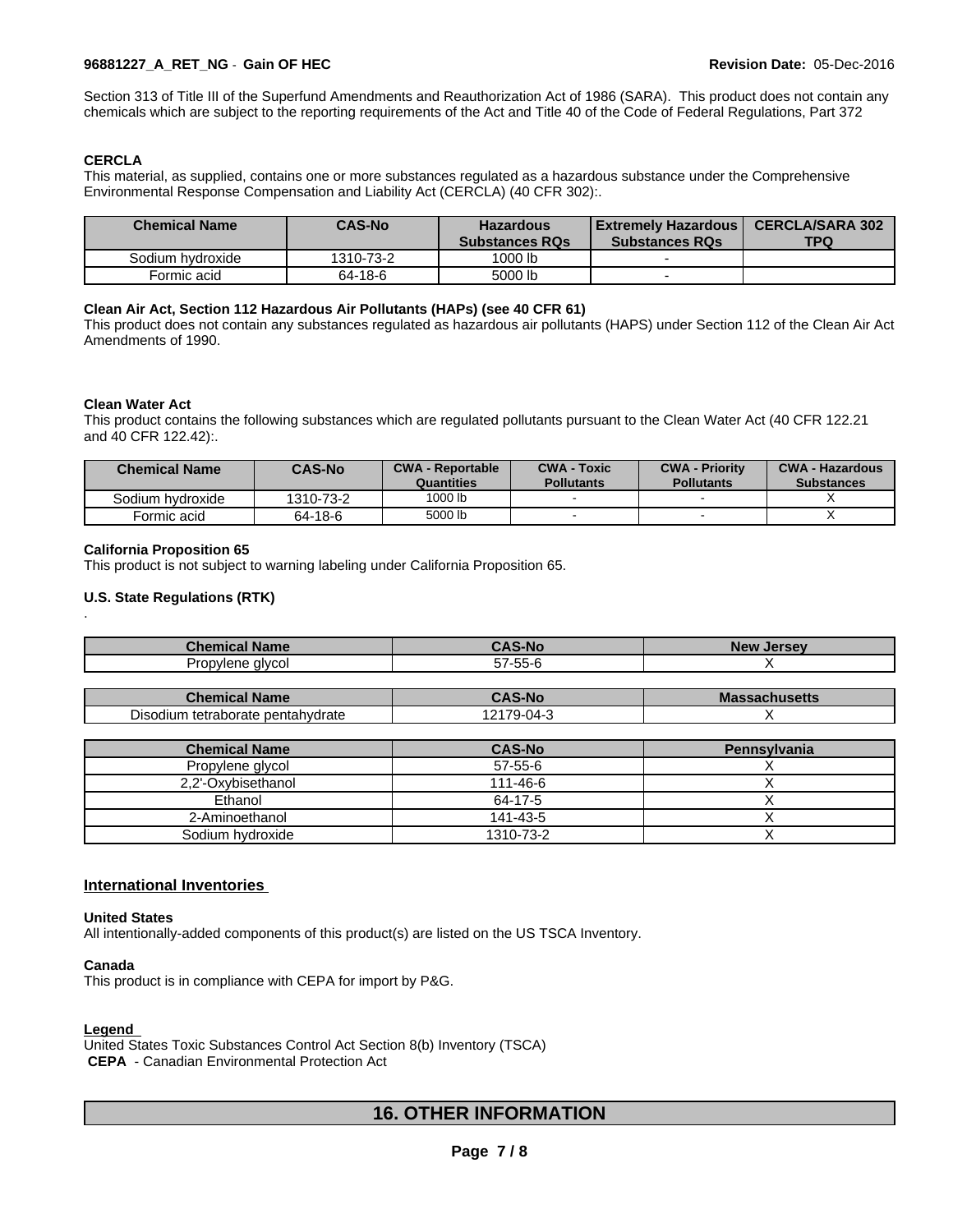Section 313 of Title III of the Superfund Amendments and Reauthorization Act of 1986 (SARA). This product does not contain any chemicals which are subject to the reporting requirements of the Act and Title 40 of the Code of Federal Regulations, Part 372

**CERCLA**

This material, as supplied, contains one or more substances regulated as a hazardous substance under the Comprehensive Environmental Response Compensation and Liability Act (CERCLA) (40 CFR 302):.

| Chemical Name | CAS-No | Hazardous Substances RQs | Extremely Hazardous Substances RQs | CERCLA/SARA 302 TPQ |
|---|---|---|---|---|
| Sodium hydroxide | 1310-73-2 | 1000 lb | - | |
| Formic acid | 64-18-6 | 5000 lb | - | |

**Clean Air Act, Section 112 Hazardous Air Pollutants (HAPs) (see 40 CFR 61)**

This product does not contain any substances regulated as hazardous air pollutants (HAPS) under Section 112 of the Clean Air Act Amendments of 1990.

**Clean Water Act**

This product contains the following substances which are regulated pollutants pursuant to the Clean Water Act (40 CFR 122.21 and 40 CFR 122.42):.

| Chemical Name | CAS-No | CWA - Reportable Quantities | CWA - Toxic Pollutants | CWA - Priority Pollutants | CWA - Hazardous Substances |
|---|---|---|---|---|---|
| Sodium hydroxide | 1310-73-2 | 1000 lb | - | - | X |
| Formic acid | 64-18-6 | 5000 lb | - | - | X |

**California Proposition 65**

This product is not subject to warning labeling under California Proposition 65.

**U.S. State Regulations (RTK)**

.

| Chemical Name | CAS-No | New Jersey |
|---|---|---|
| Propylene glycol | 57-55-6 | X |

| Chemical Name | CAS-No | Massachusetts |
|---|---|---|
| Disodium tetraborate pentahydrate | 12179-04-3 | X |

| Chemical Name | CAS-No | Pennsylvania |
|---|---|---|
| Propylene glycol | 57-55-6 | X |
| 2,2'-Oxybisethanol | 111-46-6 | X |
| Ethanol | 64-17-5 | X |
| 2-Aminoethanol | 141-43-5 | X |
| Sodium hydroxide | 1310-73-2 | X |

## International Inventories

**United States**

All intentionally-added components of this product(s) are listed on the US TSCA Inventory.

**Canada**

This product is in compliance with CEPA for import by P&G.

**Legend**

United States Toxic Substances Control Act Section 8(b) Inventory (TSCA)

**CEPA** - Canadian Environmental Protection Act

## 16. OTHER INFORMATION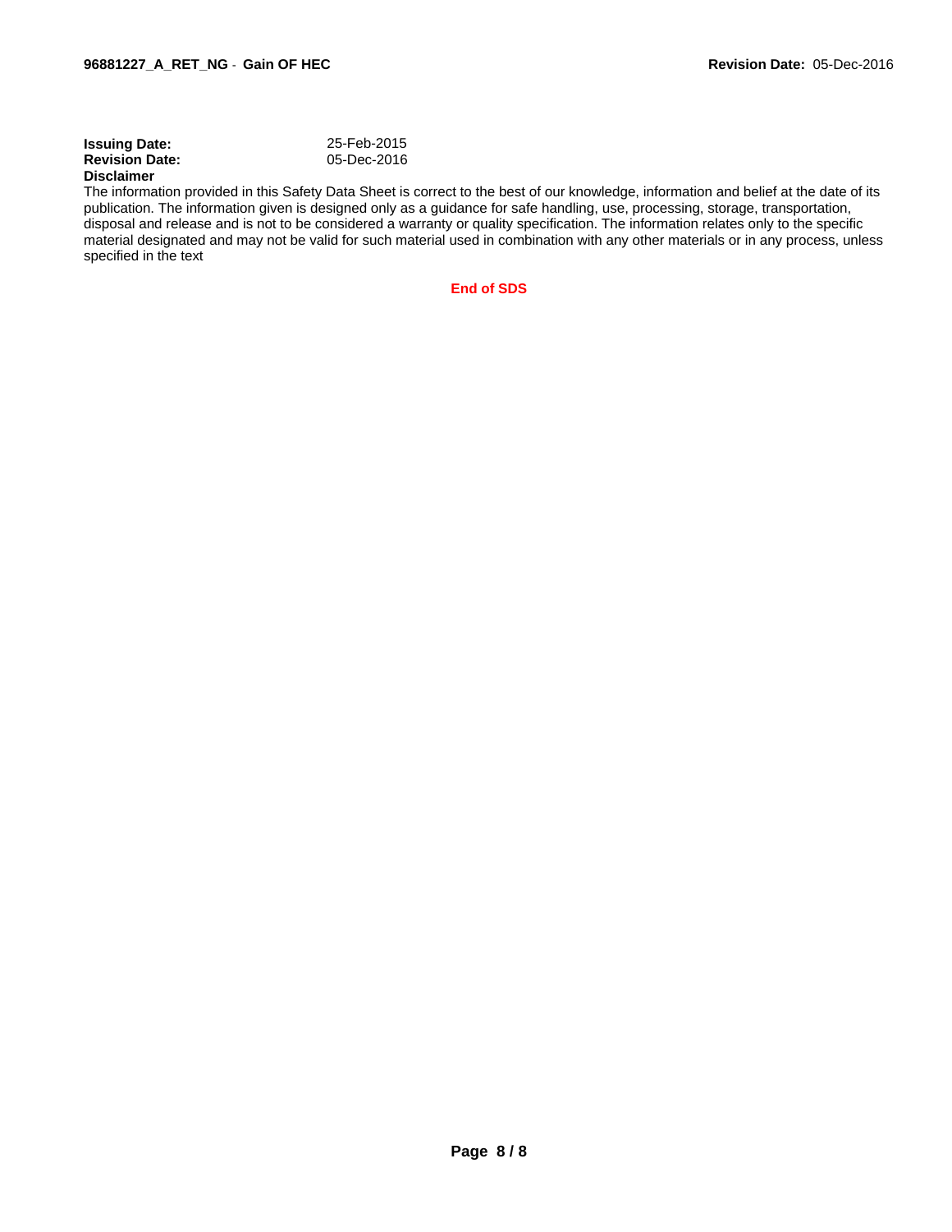**Issuing Date:** 25-Feb-2015
**Revision Date:** 05-Dec-2016

**Disclaimer**

The information provided in this Safety Data Sheet is correct to the best of our knowledge, information and belief at the date of its publication. The information given is designed only as a guidance for safe handling, use, processing, storage, transportation, disposal and release and is not to be considered a warranty or quality specification. The information relates only to the specific material designated and may not be valid for such material used in combination with any other materials or in any process, unless specified in the text

**End of SDS**